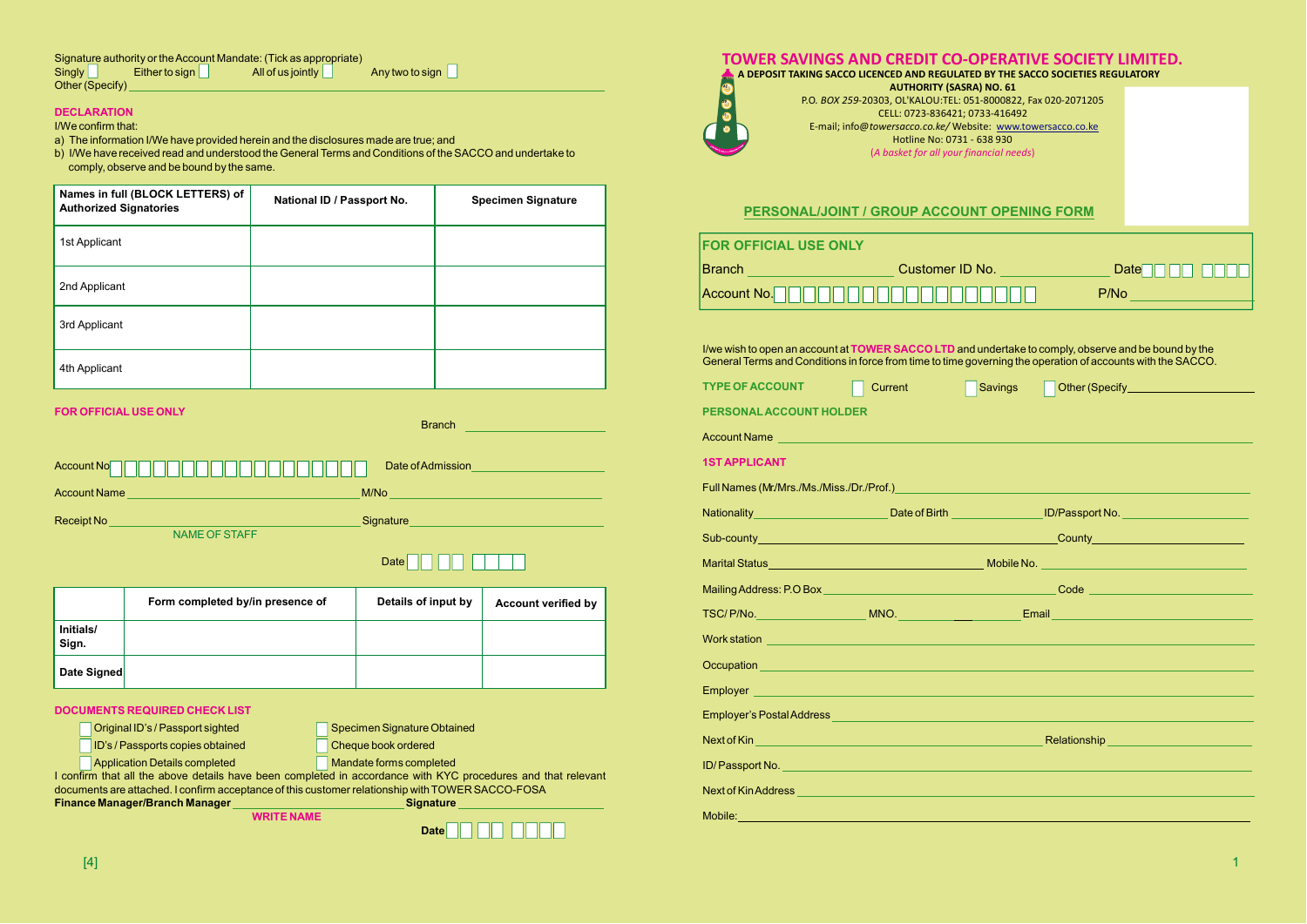Signature authority or the Account Mandate: (Tick as appropriate)

☐ Singly ☐ Either to sign ☐ All of us jointly ☐ Any two to sign

Other (Specify) ____________________

## DECLARATION

I/We confirm that:

a) The information I/We have provided herein and the disclosures made are true; and

b) I/We have received read and understood the General Terms and Conditions of the SACCO and undertake to comply, observe and be bound by the same.

| Names in full (BLOCK LETTERS) of Authorized Signatories | National ID / Passport No. | Specimen Signature |
|---|---|---|
| 1st Applicant | | |
| 2nd Applicant | | |
| 3rd Applicant | | |
| 4th Applicant | | |

## FOR OFFICIAL USE ONLY

Branch ____________________

Account No ☐☐☐☐☐☐☐☐☐☐☐☐☐☐☐☐☐☐ Date of Admission ____________________

Account Name ____________________ M/No ____________________

Receipt No ____________________ Signature ____________________

NAME OF STAFF

Date ☐☐ ☐☐ ☐☐☐☐

| | Form completed by/in presence of | Details of input by | Account verified by |
|---|---|---|---|
| **Initials/ Sign.** | | | |
| **Date Signed** | | | |

## DOCUMENTS REQUIRED CHECK LIST

☐ Original ID's / Passport sighted ☐ Specimen Signature Obtained

☐ ID's / Passports copies obtained ☐ Cheque book ordered

☐ Application Details completed ☐ Mandate forms completed

I confirm that all the above details have been completed in accordance with KYC procedures and that relevant documents are attached. I confirm acceptance of this customer relationship with TOWER SACCO-FOSA

**Finance Manager/Branch Manager** ____________________ **Signature** ____________________

WRITE NAME

**Date** ☐☐ ☐☐ ☐☐☐☐

# TOWER SAVINGS AND CREDIT CO-OPERATIVE SOCIETY LIMITED.

**A DEPOSIT TAKING SACCO LICENCED AND REGULATED BY THE SACCO SOCIETIES REGULATORY AUTHORITY (SASRA) NO. 61**

P.O. *BOX 259*-20303, OL'KALOU:TEL: 051-8000822, Fax 020-2071205

CELL: 0723-836421; 0733-416492

E-mail; info@*towersacco.co.ke/* Website: www.towersacco.co.ke

Hotline No: 0731 - 638 930

*(A basket for all your financial needs)*

## PERSONAL/JOINT / GROUP ACCOUNT OPENING FORM

**FOR OFFICIAL USE ONLY**

Branch ____________________ Customer ID No. ____________________ Date ☐☐ ☐☐ ☐☐☐☐

Account No. ☐☐☐☐☐☐☐☐☐☐☐☐☐☐☐☐☐☐ P/No ____________________

I/we wish to open an account at **TOWER SACCO LTD** and undertake to comply, observe and be bound by the General Terms and Conditions in force from time to time governing the operation of accounts with the SACCO.

**TYPE OF ACCOUNT** ☐ Current ☐ Savings ☐ Other (Specify ____________________

**PERSONAL ACCOUNT HOLDER**

Account Name ____________________

**1ST APPLICANT**

Full Names (Mr./Mrs./Ms./Miss./Dr./Prof.) ____________________

Nationality ____________________ Date of Birth ____________________ ID/Passport No. ____________________

Sub-county ____________________ County ____________________

Marital Status ____________________ Mobile No. ____________________

Mailing Address: P.O Box ____________________ Code ____________________

TSC/ P/No. ____________________ MNO. ____________________ Email ____________________

Work station ____________________

Occupation ____________________

Employer ____________________

Employer's Postal Address ____________________

Next of Kin ____________________ Relationship ____________________

ID/ Passport No. ____________________

Next of Kin Address ____________________

Mobile: ____________________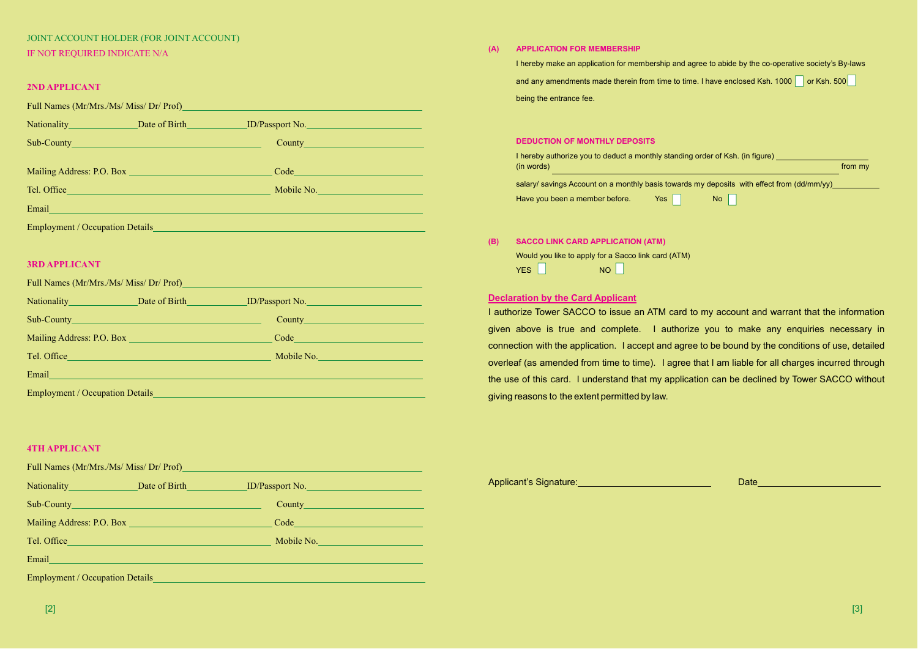JOINT ACCOUNT HOLDER (FOR JOINT ACCOUNT)

IF NOT REQUIRED INDICATE N/A

## 2ND APPLICANT

Full Names (Mr/Mrs./Ms/ Miss/ Dr/ Prof)\_\_\_\_\_\_\_\_\_\_\_\_\_\_\_\_\_\_\_\_\_\_\_\_\_\_\_\_\_\_\_\_

Nationality\_\_\_\_\_\_\_\_\_\_ Date of Birth\_\_\_\_\_\_\_\_\_\_ ID/Passport No.\_\_\_\_\_\_\_\_\_\_\_\_\_\_\_\_

Sub-County\_\_\_\_\_\_\_\_\_\_\_\_\_\_\_\_\_\_\_\_\_\_\_\_ County\_\_\_\_\_\_\_\_\_\_\_\_\_\_\_\_

Mailing Address: P.O. Box \_\_\_\_\_\_\_\_\_\_\_\_\_\_\_\_\_\_\_\_ Code\_\_\_\_\_\_\_\_\_\_\_\_\_\_\_\_

Tel. Office\_\_\_\_\_\_\_\_\_\_\_\_\_\_\_\_\_\_\_\_\_\_\_\_ Mobile No.\_\_\_\_\_\_\_\_\_\_\_\_\_\_\_\_

Email\_\_\_\_\_\_\_\_\_\_\_\_\_\_\_\_\_\_\_\_\_\_\_\_\_\_\_\_\_\_\_\_\_\_\_\_\_\_\_\_\_\_\_\_

Employment / Occupation Details\_\_\_\_\_\_\_\_\_\_\_\_\_\_\_\_\_\_\_\_\_\_\_\_\_\_\_\_\_\_\_\_

## 3RD APPLICANT

Full Names (Mr/Mrs./Ms/ Miss/ Dr/ Prof)\_\_\_\_\_\_\_\_\_\_\_\_\_\_\_\_\_\_\_\_\_\_\_\_\_\_\_\_\_\_\_\_

Nationality\_\_\_\_\_\_\_\_\_\_ Date of Birth\_\_\_\_\_\_\_\_\_\_ ID/Passport No.\_\_\_\_\_\_\_\_\_\_\_\_\_\_\_\_

Sub-County\_\_\_\_\_\_\_\_\_\_\_\_\_\_\_\_\_\_\_\_\_\_\_\_ County\_\_\_\_\_\_\_\_\_\_\_\_\_\_\_\_

Mailing Address: P.O. Box \_\_\_\_\_\_\_\_\_\_\_\_\_\_\_\_\_\_\_\_ Code\_\_\_\_\_\_\_\_\_\_\_\_\_\_\_\_

Tel. Office\_\_\_\_\_\_\_\_\_\_\_\_\_\_\_\_\_\_\_\_\_\_\_\_ Mobile No.\_\_\_\_\_\_\_\_\_\_\_\_\_\_\_\_

Email\_\_\_\_\_\_\_\_\_\_\_\_\_\_\_\_\_\_\_\_\_\_\_\_\_\_\_\_\_\_\_\_\_\_\_\_\_\_\_\_\_\_\_\_

Employment / Occupation Details\_\_\_\_\_\_\_\_\_\_\_\_\_\_\_\_\_\_\_\_\_\_\_\_\_\_\_\_\_\_\_\_

## 4TH APPLICANT

Full Names (Mr/Mrs./Ms/ Miss/ Dr/ Prof)\_\_\_\_\_\_\_\_\_\_\_\_\_\_\_\_\_\_\_\_\_\_\_\_\_\_\_\_\_\_\_\_

Nationality\_\_\_\_\_\_\_\_\_\_ Date of Birth\_\_\_\_\_\_\_\_\_\_ ID/Passport No.\_\_\_\_\_\_\_\_\_\_\_\_\_\_\_\_

Sub-County\_\_\_\_\_\_\_\_\_\_\_\_\_\_\_\_\_\_\_\_\_\_\_\_ County\_\_\_\_\_\_\_\_\_\_\_\_\_\_\_\_

Mailing Address: P.O. Box \_\_\_\_\_\_\_\_\_\_\_\_\_\_\_\_\_\_\_\_ Code\_\_\_\_\_\_\_\_\_\_\_\_\_\_\_\_

Tel. Office\_\_\_\_\_\_\_\_\_\_\_\_\_\_\_\_\_\_\_\_\_\_\_\_ Mobile No.\_\_\_\_\_\_\_\_\_\_\_\_\_\_\_\_

Email\_\_\_\_\_\_\_\_\_\_\_\_\_\_\_\_\_\_\_\_\_\_\_\_\_\_\_\_\_\_\_\_\_\_\_\_\_\_\_\_\_\_\_\_

Employment / Occupation Details\_\_\_\_\_\_\_\_\_\_\_\_\_\_\_\_\_\_\_\_\_\_\_\_\_\_\_\_\_\_\_\_

## (A) APPLICATION FOR MEMBERSHIP

I hereby make an application for membership and agree to abide by the co-operative society's By-laws and any amendments made therein from time to time. I have enclosed Ksh. 1000 ☐ or Ksh. 500 ☐ being the entrance fee.

### DEDUCTION OF MONTHLY DEPOSITS

I hereby authorize you to deduct a monthly standing order of Ksh. (in figure) \_\_\_\_\_\_\_\_\_\_\_\_\_\_\_\_
(in words) \_\_\_\_\_\_\_\_\_\_\_\_\_\_\_\_\_\_\_\_\_\_\_\_\_\_\_\_\_\_\_\_\_\_\_\_\_\_\_\_ from my salary/ savings Account on a monthly basis towards my deposits with effect from (dd/mm/yy)\_\_\_\_\_\_\_\_\_\_

Have you been a member before. Yes ☐ No ☐

## (B) SACCO LINK CARD APPLICATION (ATM)

Would you like to apply for a Sacco link card (ATM)

YES ☐ NO ☐

### Declaration by the Card Applicant

I authorize Tower SACCO to issue an ATM card to my account and warrant that the information given above is true and complete. I authorize you to make any enquiries necessary in connection with the application. I accept and agree to be bound by the conditions of use, detailed overleaf (as amended from time to time). I agree that I am liable for all charges incurred through the use of this card. I understand that my application can be declined by Tower SACCO without giving reasons to the extent permitted by law.

Applicant's Signature:\_\_\_\_\_\_\_\_\_\_\_\_\_\_\_\_\_\_\_\_ Date\_\_\_\_\_\_\_\_\_\_\_\_\_\_\_\_\_\_\_\_